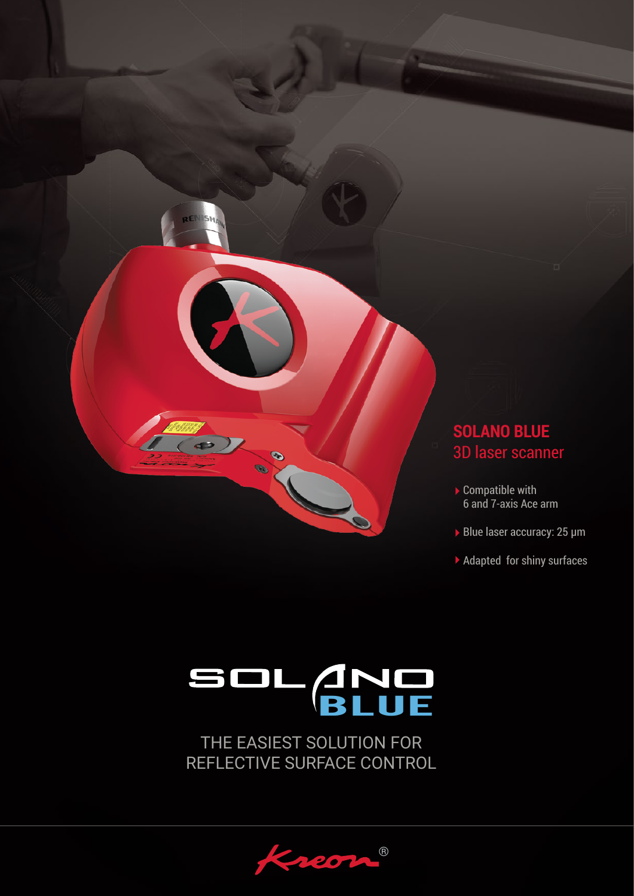## SOLANO BLUE
### 3D laser scanner

- Compatible with 6 and 7-axis Ace arm
- Blue laser accuracy: 25 µm
- Adapted for shiny surfaces

# SOLANO BLUE

THE EASIEST SOLUTION FOR REFLECTIVE SURFACE CONTROL

Kreon®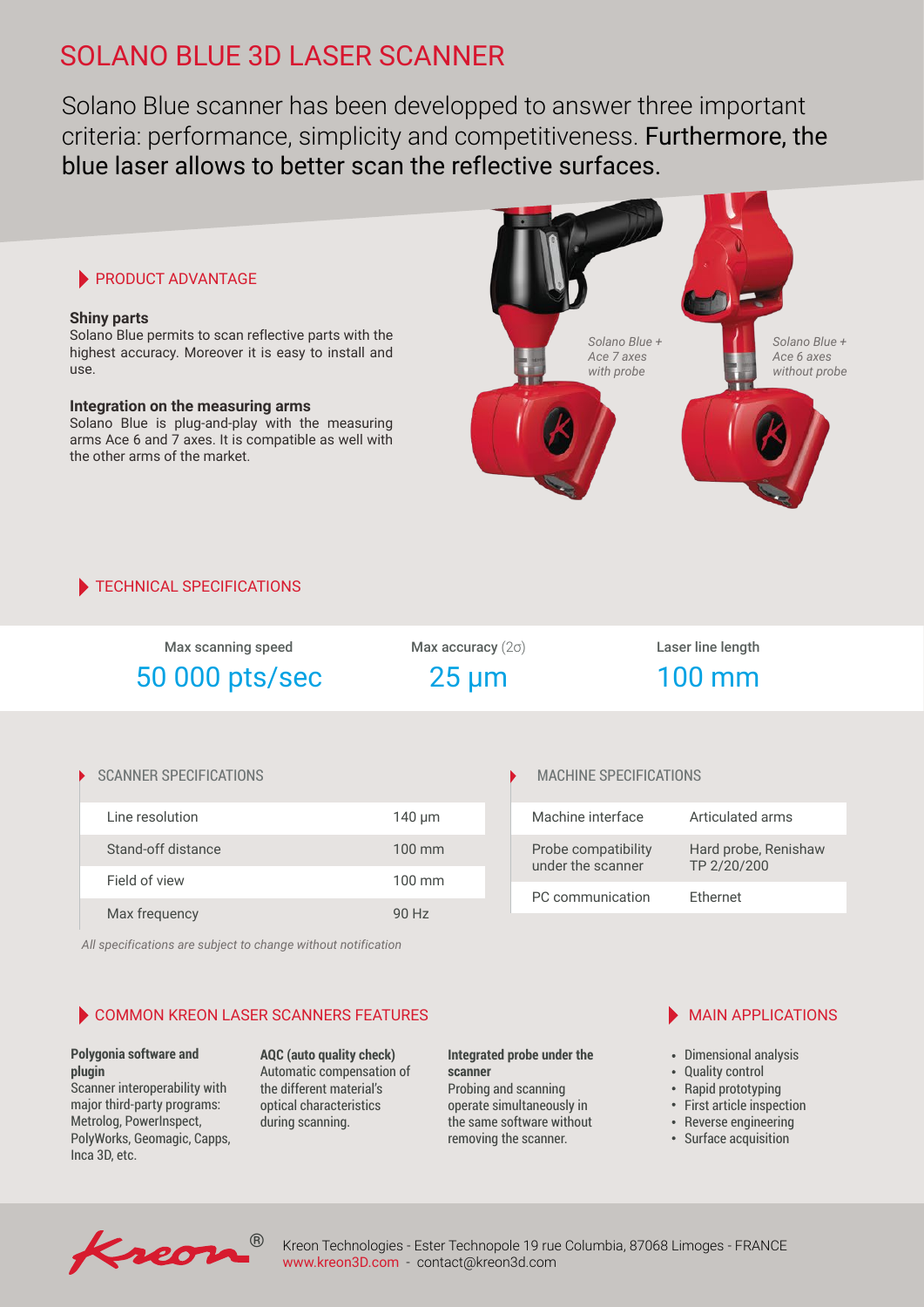# SOLANO BLUE 3D LASER SCANNER

Solano Blue scanner has been developped to answer three important criteria: performance, simplicity and competitiveness. Furthermore, the blue laser allows to better scan the reflective surfaces.

## PRODUCT ADVANTAGE

**Shiny parts**
Solano Blue permits to scan reflective parts with the highest accuracy. Moreover it is easy to install and use.

**Integration on the measuring arms**
Solano Blue is plug-and-play with the measuring arms Ace 6 and 7 axes. It is compatible as well with the other arms of the market.

*Solano Blue + Ace 7 axes with probe*

*Solano Blue + Ace 6 axes without probe*

## TECHNICAL SPECIFICATIONS

| Max scanning speed | Max accuracy (2σ) | Laser line length |
|---|---|---|
| 50 000 pts/sec | 25 µm | 100 mm |

### SCANNER SPECIFICATIONS

| | |
|---|---|
| Line resolution | 140 µm |
| Stand-off distance | 100 mm |
| Field of view | 100 mm |
| Max frequency | 90 Hz |

*All specifications are subject to change without notification*

### MACHINE SPECIFICATIONS

| | |
|---|---|
| Machine interface | Articulated arms |
| Probe compatibility under the scanner | Hard probe, Renishaw TP 2/20/200 |
| PC communication | Ethernet |

## COMMON KREON LASER SCANNERS FEATURES

**Polygonia software and plugin**
Scanner interoperability with major third-party programs: Metrolog, PowerInspect, PolyWorks, Geomagic, Capps, Inca 3D, etc.

**AQC (auto quality check)**
Automatic compensation of the different material's optical characteristics during scanning.

**Integrated probe under the scanner**
Probing and scanning operate simultaneously in the same software without removing the scanner.

## MAIN APPLICATIONS

- Dimensional analysis
- Quality control
- Rapid prototyping
- First article inspection
- Reverse engineering
- Surface acquisition

Kreon®

Kreon Technologies - Ester Technopole 19 rue Columbia, 87068 Limoges - FRANCE
www.kreon3D.com - contact@kreon3d.com